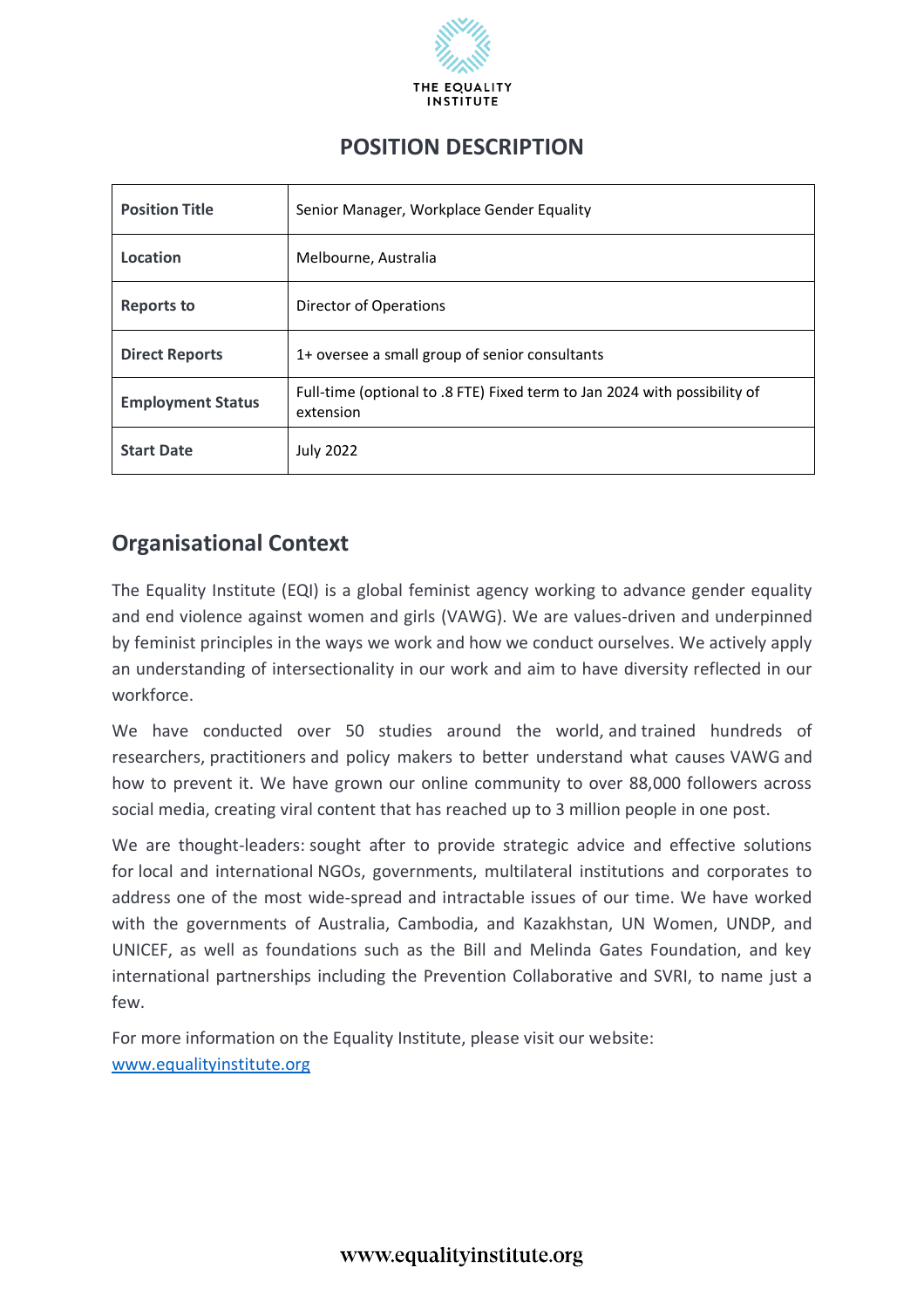# POSITION DESCRIPTION

| **Position Title** | Senior Manager, Workplace Gender Equality |
|---|---|
| **Location** | Melbourne, Australia |
| **Reports to** | Director of Operations |
| **Direct Reports** | 1+ oversee a small group of senior consultants |
| **Employment Status** | Full-time (optional to .8 FTE) Fixed term to Jan 2024 with possibility of extension |
| **Start Date** | July 2022 |

## Organisational Context

The Equality Institute (EQI) is a global feminist agency working to advance gender equality and end violence against women and girls (VAWG). We are values-driven and underpinned by feminist principles in the ways we work and how we conduct ourselves. We actively apply an understanding of intersectionality in our work and aim to have diversity reflected in our workforce.

We have conducted over 50 studies around the world, and trained hundreds of researchers, practitioners and policy makers to better understand what causes VAWG and how to prevent it. We have grown our online community to over 88,000 followers across social media, creating viral content that has reached up to 3 million people in one post.

We are thought-leaders: sought after to provide strategic advice and effective solutions for local and international NGOs, governments, multilateral institutions and corporates to address one of the most wide-spread and intractable issues of our time. We have worked with the governments of Australia, Cambodia, and Kazakhstan, UN Women, UNDP, and UNICEF, as well as foundations such as the Bill and Melinda Gates Foundation, and key international partnerships including the Prevention Collaborative and SVRI, to name just a few.

For more information on the Equality Institute, please visit our website: [www.equalityinstitute.org](http://www.equalityinstitute.org)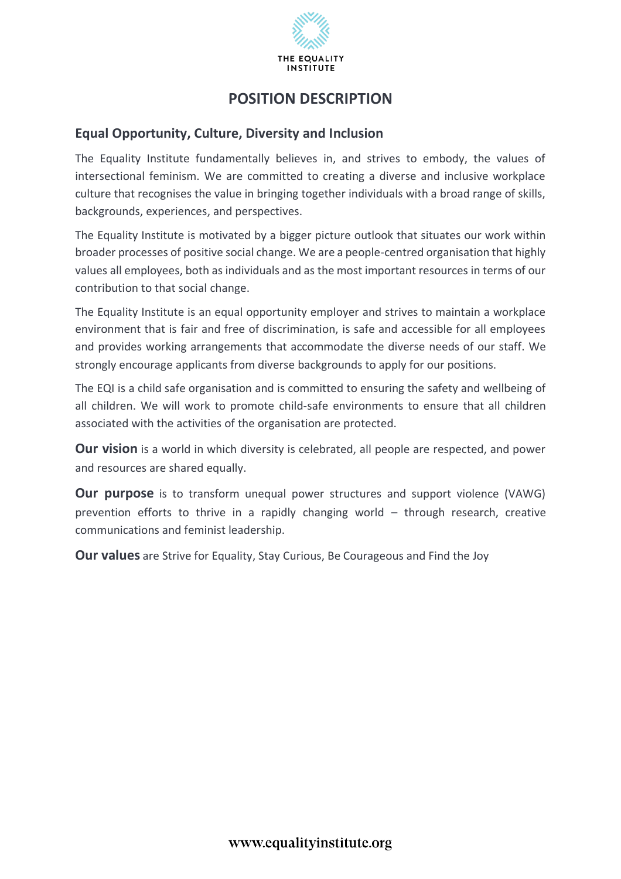# POSITION DESCRIPTION

## Equal Opportunity, Culture, Diversity and Inclusion

The Equality Institute fundamentally believes in, and strives to embody, the values of intersectional feminism. We are committed to creating a diverse and inclusive workplace culture that recognises the value in bringing together individuals with a broad range of skills, backgrounds, experiences, and perspectives.

The Equality Institute is motivated by a bigger picture outlook that situates our work within broader processes of positive social change. We are a people-centred organisation that highly values all employees, both as individuals and as the most important resources in terms of our contribution to that social change.

The Equality Institute is an equal opportunity employer and strives to maintain a workplace environment that is fair and free of discrimination, is safe and accessible for all employees and provides working arrangements that accommodate the diverse needs of our staff. We strongly encourage applicants from diverse backgrounds to apply for our positions.

The EQI is a child safe organisation and is committed to ensuring the safety and wellbeing of all children. We will work to promote child-safe environments to ensure that all children associated with the activities of the organisation are protected.

**Our vision** is a world in which diversity is celebrated, all people are respected, and power and resources are shared equally.

**Our purpose** is to transform unequal power structures and support violence (VAWG) prevention efforts to thrive in a rapidly changing world – through research, creative communications and feminist leadership.

**Our values** are Strive for Equality, Stay Curious, Be Courageous and Find the Joy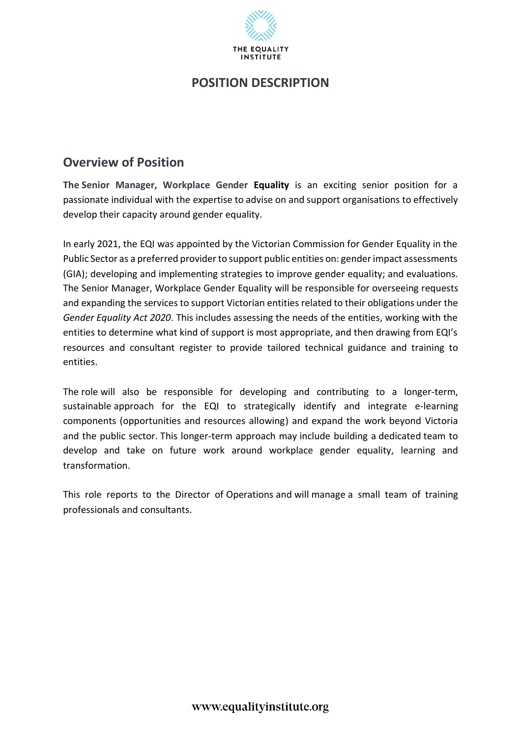# POSITION DESCRIPTION

## Overview of Position

**The Senior Manager, Workplace Gender Equality** is an exciting senior position for a passionate individual with the expertise to advise on and support organisations to effectively develop their capacity around gender equality.

In early 2021, the EQI was appointed by the Victorian Commission for Gender Equality in the Public Sector as a preferred provider to support public entities on: gender impact assessments (GIA); developing and implementing strategies to improve gender equality; and evaluations. The Senior Manager, Workplace Gender Equality will be responsible for overseeing requests and expanding the services to support Victorian entities related to their obligations under the *Gender Equality Act 2020*. This includes assessing the needs of the entities, working with the entities to determine what kind of support is most appropriate, and then drawing from EQI's resources and consultant register to provide tailored technical guidance and training to entities.

The role will also be responsible for developing and contributing to a longer-term, sustainable approach for the EQI to strategically identify and integrate e-learning components (opportunities and resources allowing) and expand the work beyond Victoria and the public sector. This longer-term approach may include building a dedicated team to develop and take on future work around workplace gender equality, learning and transformation.

This role reports to the Director of Operations and will manage a small team of training professionals and consultants.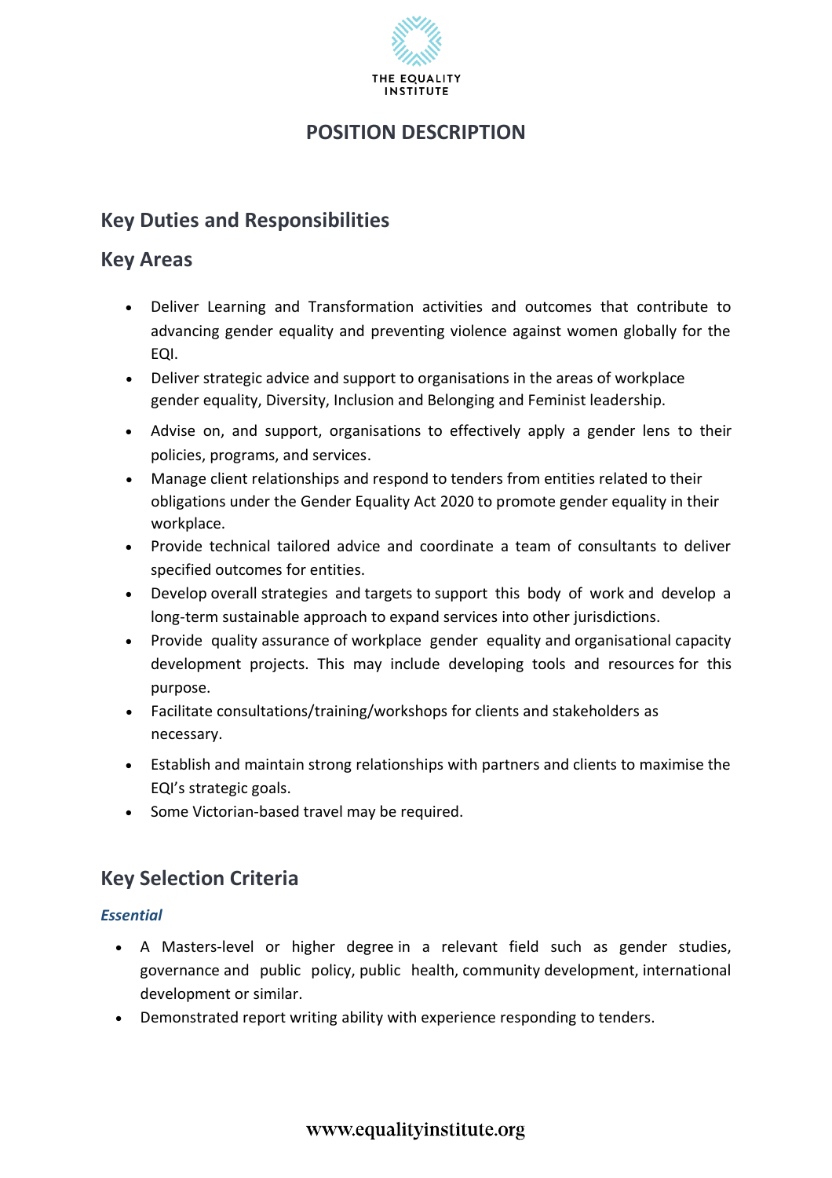# POSITION DESCRIPTION

## Key Duties and Responsibilities

## Key Areas

- Deliver Learning and Transformation activities and outcomes that contribute to advancing gender equality and preventing violence against women globally for the EQI.
- Deliver strategic advice and support to organisations in the areas of workplace gender equality, Diversity, Inclusion and Belonging and Feminist leadership.
- Advise on, and support, organisations to effectively apply a gender lens to their policies, programs, and services.
- Manage client relationships and respond to tenders from entities related to their obligations under the Gender Equality Act 2020 to promote gender equality in their workplace.
- Provide technical tailored advice and coordinate a team of consultants to deliver specified outcomes for entities.
- Develop overall strategies and targets to support this body of work and develop a long-term sustainable approach to expand services into other jurisdictions.
- Provide quality assurance of workplace gender equality and organisational capacity development projects. This may include developing tools and resources for this purpose.
- Facilitate consultations/training/workshops for clients and stakeholders as necessary.
- Establish and maintain strong relationships with partners and clients to maximise the EQI's strategic goals.
- Some Victorian-based travel may be required.

## Key Selection Criteria

### *Essential*

- A Masters-level or higher degree in a relevant field such as gender studies, governance and public policy, public health, community development, international development or similar.
- Demonstrated report writing ability with experience responding to tenders.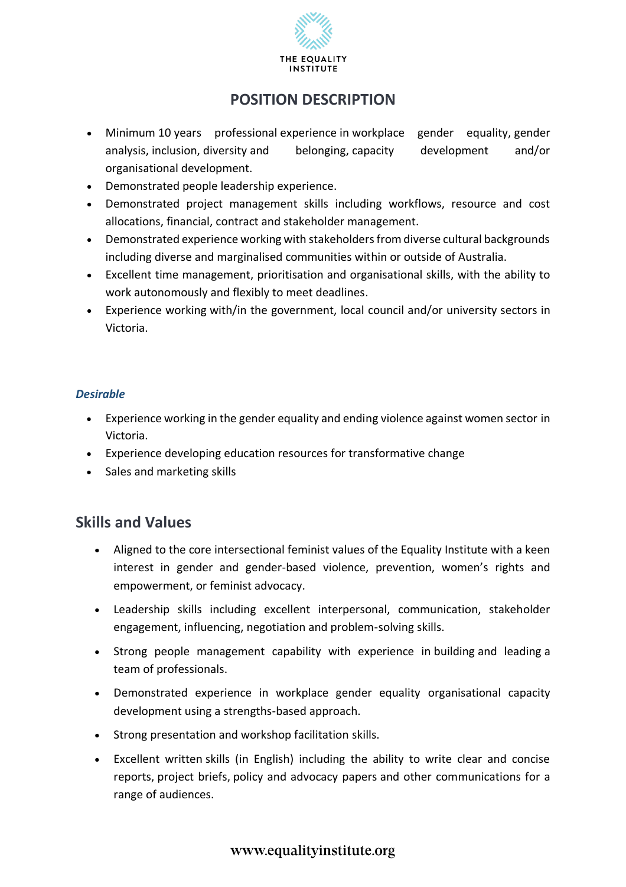# POSITION DESCRIPTION

- Minimum 10 years professional experience in workplace gender equality, gender analysis, inclusion, diversity and belonging, capacity development and/or organisational development.
- Demonstrated people leadership experience.
- Demonstrated project management skills including workflows, resource and cost allocations, financial, contract and stakeholder management.
- Demonstrated experience working with stakeholders from diverse cultural backgrounds including diverse and marginalised communities within or outside of Australia.
- Excellent time management, prioritisation and organisational skills, with the ability to work autonomously and flexibly to meet deadlines.
- Experience working with/in the government, local council and/or university sectors in Victoria.

***Desirable***

- Experience working in the gender equality and ending violence against women sector in Victoria.
- Experience developing education resources for transformative change
- Sales and marketing skills

## Skills and Values

- Aligned to the core intersectional feminist values of the Equality Institute with a keen interest in gender and gender-based violence, prevention, women's rights and empowerment, or feminist advocacy.
- Leadership skills including excellent interpersonal, communication, stakeholder engagement, influencing, negotiation and problem-solving skills.
- Strong people management capability with experience in building and leading a team of professionals.
- Demonstrated experience in workplace gender equality organisational capacity development using a strengths-based approach.
- Strong presentation and workshop facilitation skills.
- Excellent written skills (in English) including the ability to write clear and concise reports, project briefs, policy and advocacy papers and other communications for a range of audiences.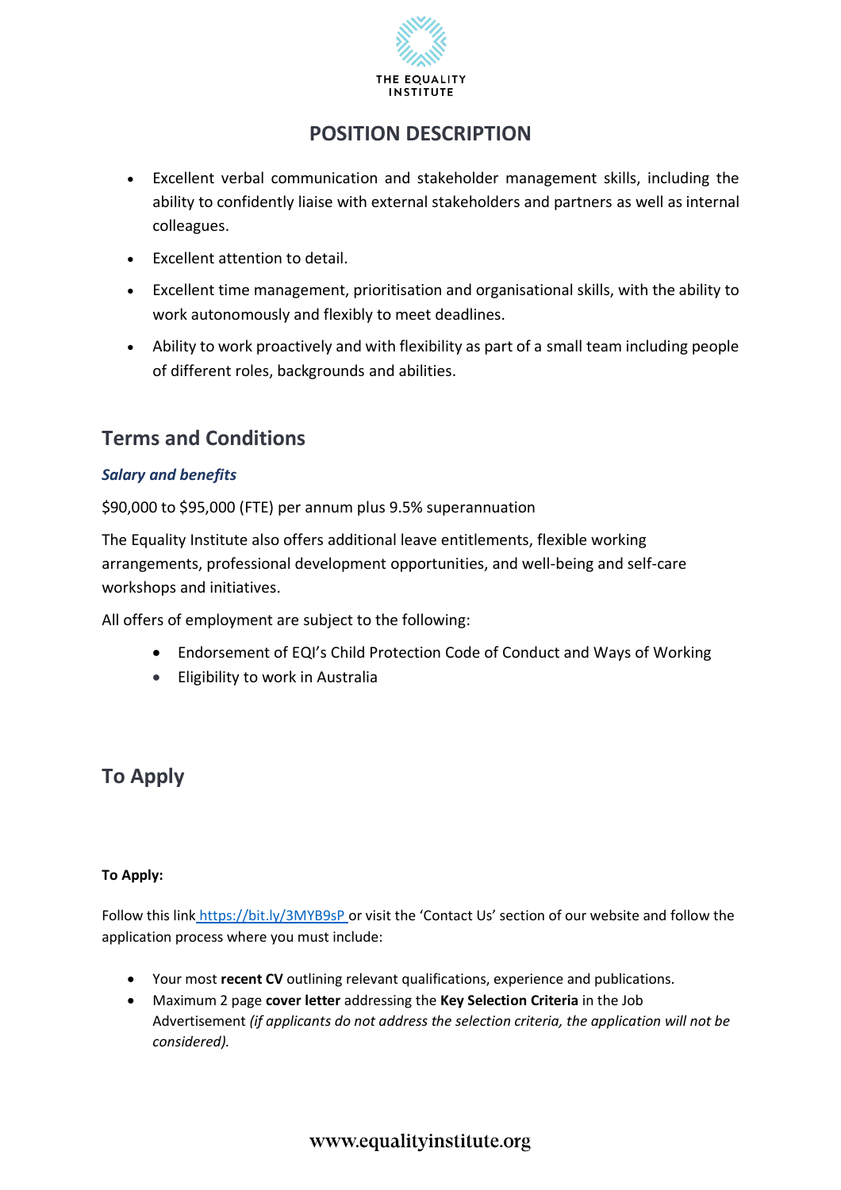- Excellent verbal communication and stakeholder management skills, including the ability to confidently liaise with external stakeholders and partners as well as internal colleagues.
- Excellent attention to detail.
- Excellent time management, prioritisation and organisational skills, with the ability to work autonomously and flexibly to meet deadlines.
- Ability to work proactively and with flexibility as part of a small team including people of different roles, backgrounds and abilities.

## Terms and Conditions

### *Salary and benefits*

$90,000 to $95,000 (FTE) per annum plus 9.5% superannuation

The Equality Institute also offers additional leave entitlements, flexible working arrangements, professional development opportunities, and well-being and self-care workshops and initiatives.

All offers of employment are subject to the following:

- Endorsement of EQI's Child Protection Code of Conduct and Ways of Working
- Eligibility to work in Australia

## To Apply

**To Apply:**

Follow this link https://bit.ly/3MYB9sP or visit the 'Contact Us' section of our website and follow the application process where you must include:

- Your most **recent CV** outlining relevant qualifications, experience and publications.
- Maximum 2 page **cover letter** addressing the **Key Selection Criteria** in the Job Advertisement *(if applicants do not address the selection criteria, the application will not be considered).*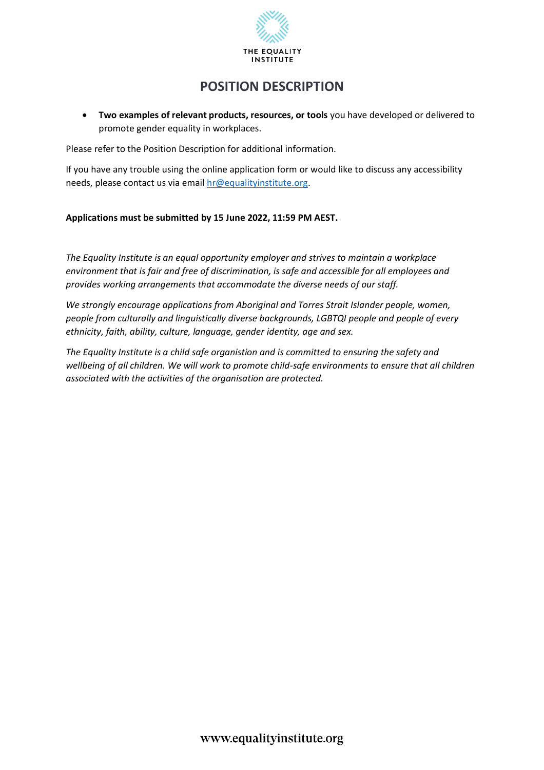# POSITION DESCRIPTION

- **Two examples of relevant products, resources, or tools** you have developed or delivered to promote gender equality in workplaces.

Please refer to the Position Description for additional information.

If you have any trouble using the online application form or would like to discuss any accessibility needs, please contact us via email hr@equalityinstitute.org.

**Applications must be submitted by 15 June 2022, 11:59 PM AEST.**

*The Equality Institute is an equal opportunity employer and strives to maintain a workplace environment that is fair and free of discrimination, is safe and accessible for all employees and provides working arrangements that accommodate the diverse needs of our staff.*

*We strongly encourage applications from Aboriginal and Torres Strait Islander people, women, people from culturally and linguistically diverse backgrounds, LGBTQI people and people of every ethnicity, faith, ability, culture, language, gender identity, age and sex.*

*The Equality Institute is a child safe organisation and is committed to ensuring the safety and wellbeing of all children. We will work to promote child-safe environments to ensure that all children associated with the activities of the organisation are protected.*